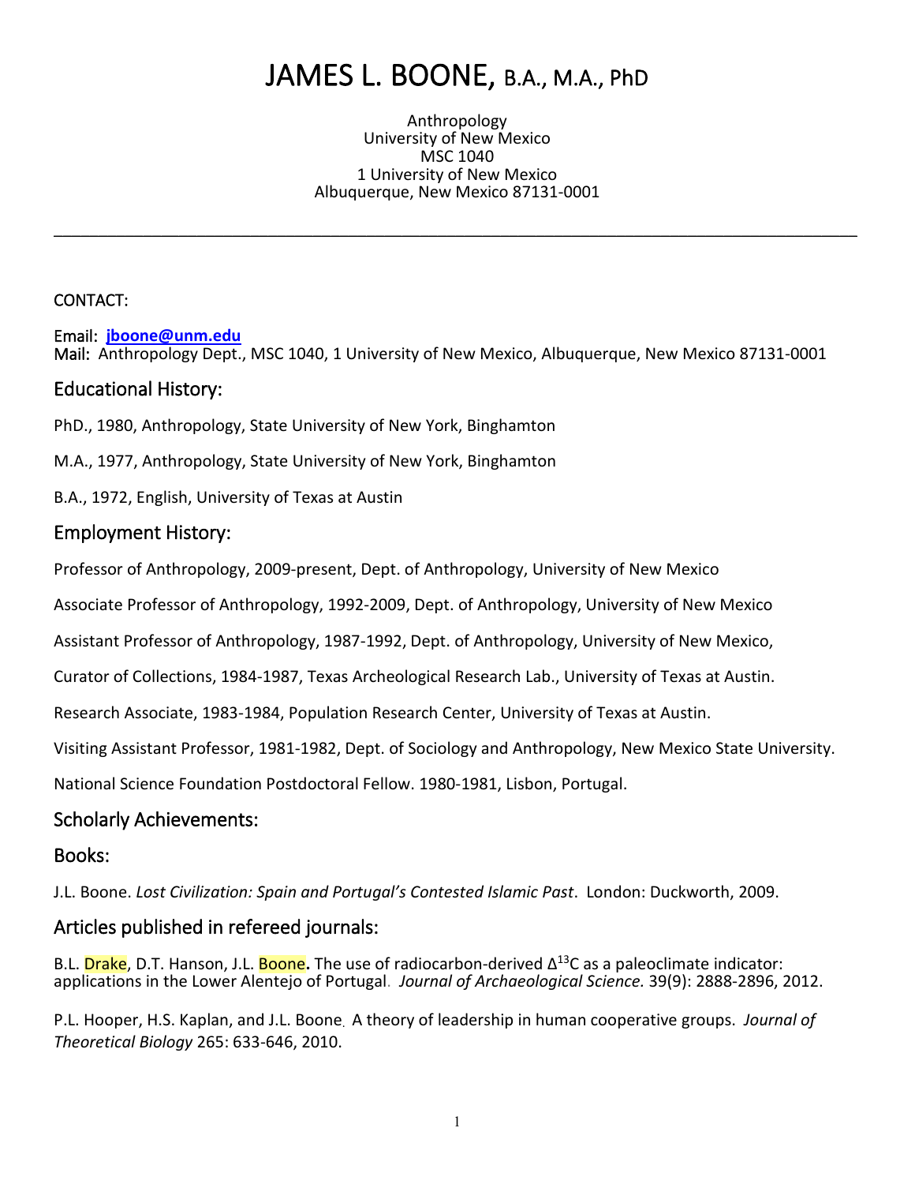# JAMES L. BOONE, B.A., M.A., PhD

Anthropology
University of New Mexico
MSC 1040
1 University of New Mexico
Albuquerque, New Mexico 87131-0001

---

CONTACT:

Email: **jboone@unm.edu**
Mail: Anthropology Dept., MSC 1040, 1 University of New Mexico, Albuquerque, New Mexico 87131-0001

## Educational History:

PhD., 1980, Anthropology, State University of New York, Binghamton

M.A., 1977, Anthropology, State University of New York, Binghamton

B.A., 1972, English, University of Texas at Austin

## Employment History:

Professor of Anthropology, 2009-present, Dept. of Anthropology, University of New Mexico

Associate Professor of Anthropology, 1992-2009, Dept. of Anthropology, University of New Mexico

Assistant Professor of Anthropology, 1987-1992, Dept. of Anthropology, University of New Mexico,

Curator of Collections, 1984-1987, Texas Archeological Research Lab., University of Texas at Austin.

Research Associate, 1983-1984, Population Research Center, University of Texas at Austin.

Visiting Assistant Professor, 1981-1982, Dept. of Sociology and Anthropology, New Mexico State University.

National Science Foundation Postdoctoral Fellow. 1980-1981, Lisbon, Portugal.

## Scholarly Achievements:

## Books:

J.L. Boone. *Lost Civilization: Spain and Portugal's Contested Islamic Past*. London: Duckworth, 2009.

## Articles published in refereed journals:

B.L. Drake, D.T. Hanson, J.L. Boone**.** The use of radiocarbon-derived $\Delta^{13}C$ as a paleoclimate indicator: applications in the Lower Alentejo of Portugal. *Journal of Archaeological Science.* 39(9): 2888-2896, 2012.

P.L. Hooper, H.S. Kaplan, and J.L. Boone. A theory of leadership in human cooperative groups. *Journal of Theoretical Biology* 265: 633-646, 2010.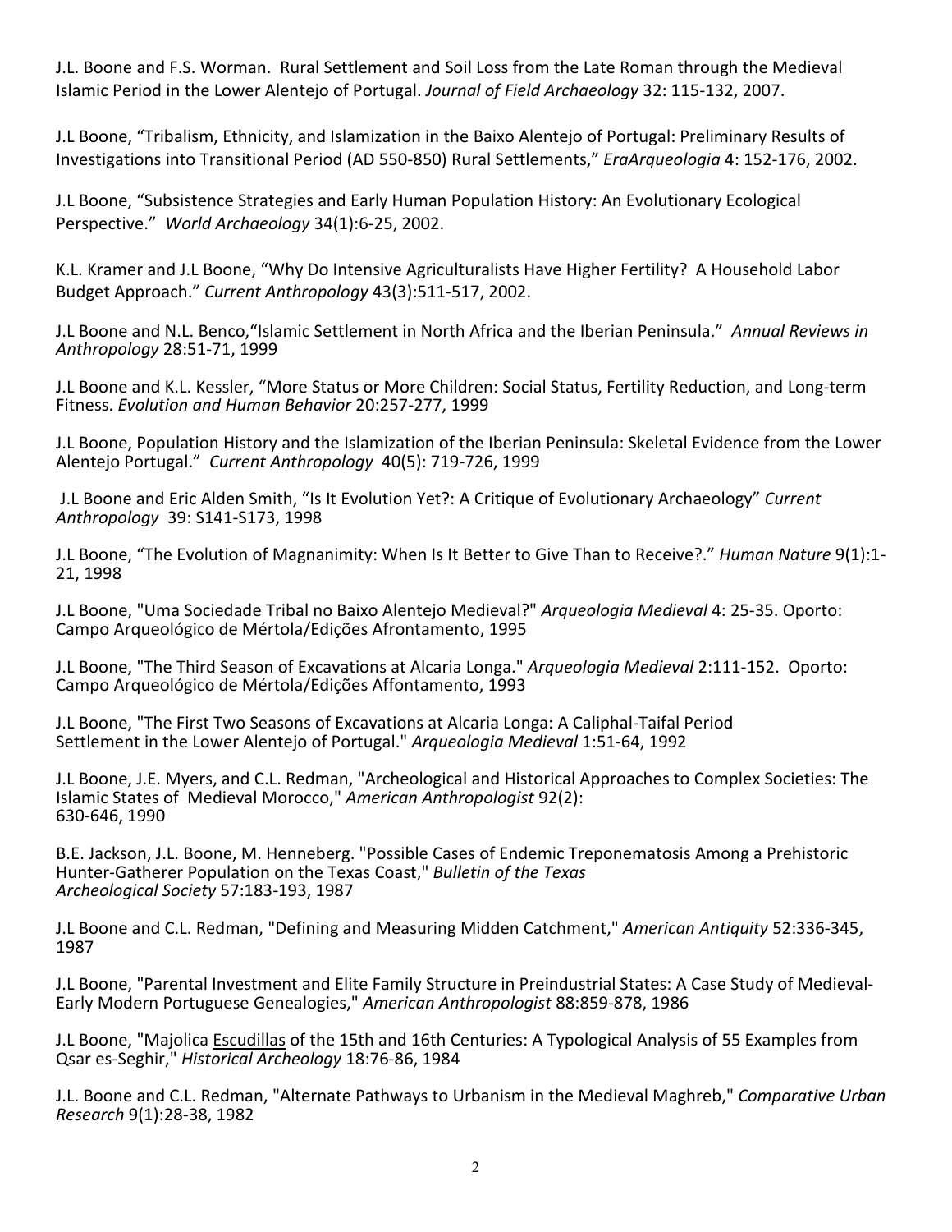J.L. Boone and F.S. Worman. Rural Settlement and Soil Loss from the Late Roman through the Medieval Islamic Period in the Lower Alentejo of Portugal. *Journal of Field Archaeology* 32: 115-132, 2007.

J.L Boone, "Tribalism, Ethnicity, and Islamization in the Baixo Alentejo of Portugal: Preliminary Results of Investigations into Transitional Period (AD 550-850) Rural Settlements," *EraArqueologia* 4: 152-176, 2002.

J.L Boone, "Subsistence Strategies and Early Human Population History: An Evolutionary Ecological Perspective." *World Archaeology* 34(1):6-25, 2002.

K.L. Kramer and J.L Boone, "Why Do Intensive Agriculturalists Have Higher Fertility? A Household Labor Budget Approach." *Current Anthropology* 43(3):511-517, 2002.

J.L Boone and N.L. Benco,"Islamic Settlement in North Africa and the Iberian Peninsula." *Annual Reviews in Anthropology* 28:51-71, 1999

J.L Boone and K.L. Kessler, "More Status or More Children: Social Status, Fertility Reduction, and Long-term Fitness. *Evolution and Human Behavior* 20:257-277, 1999

J.L Boone, Population History and the Islamization of the Iberian Peninsula: Skeletal Evidence from the Lower Alentejo Portugal." *Current Anthropology* 40(5): 719-726, 1999

J.L Boone and Eric Alden Smith, "Is It Evolution Yet?: A Critique of Evolutionary Archaeology" *Current Anthropology* 39: S141-S173, 1998

J.L Boone, "The Evolution of Magnanimity: When Is It Better to Give Than to Receive?." *Human Nature* 9(1):1-21, 1998

J.L Boone, "Uma Sociedade Tribal no Baixo Alentejo Medieval?" *Arqueologia Medieval* 4: 25-35. Oporto: Campo Arqueológico de Mértola/Edições Afrontamento, 1995

J.L Boone, "The Third Season of Excavations at Alcaria Longa." *Arqueologia Medieval* 2:111-152. Oporto: Campo Arqueológico de Mértola/Edições Affontamento, 1993

J.L Boone, "The First Two Seasons of Excavations at Alcaria Longa: A Caliphal-Taifal Period Settlement in the Lower Alentejo of Portugal." *Arqueologia Medieval* 1:51-64, 1992

J.L Boone, J.E. Myers, and C.L. Redman, "Archeological and Historical Approaches to Complex Societies: The Islamic States of Medieval Morocco," *American Anthropologist* 92(2): 630-646, 1990

B.E. Jackson, J.L. Boone, M. Henneberg. "Possible Cases of Endemic Treponematosis Among a Prehistoric Hunter-Gatherer Population on the Texas Coast," *Bulletin of the Texas Archeological Society* 57:183-193, 1987

J.L Boone and C.L. Redman, "Defining and Measuring Midden Catchment," *American Antiquity* 52:336-345, 1987

J.L Boone, "Parental Investment and Elite Family Structure in Preindustrial States: A Case Study of Medieval-Early Modern Portuguese Genealogies," *American Anthropologist* 88:859-878, 1986

J.L Boone, "Majolica Escudillas of the 15th and 16th Centuries: A Typological Analysis of 55 Examples from Qsar es-Seghir," *Historical Archeology* 18:76-86, 1984

J.L. Boone and C.L. Redman, "Alternate Pathways to Urbanism in the Medieval Maghreb," *Comparative Urban Research* 9(1):28-38, 1982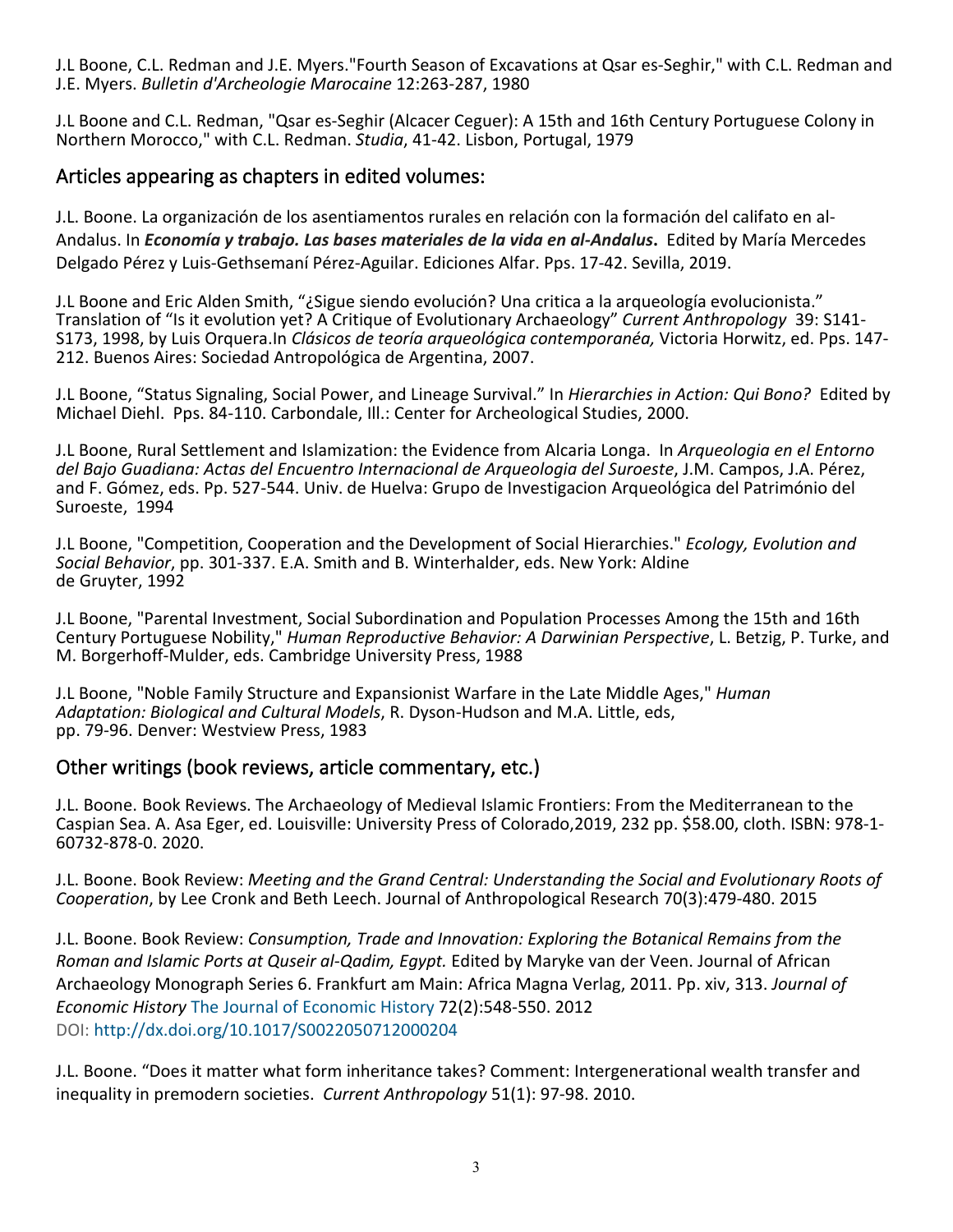J.L Boone, C.L. Redman and J.E. Myers."Fourth Season of Excavations at Qsar es-Seghir," with C.L. Redman and J.E. Myers. *Bulletin d'Archeologie Marocaine* 12:263-287, 1980

J.L Boone and C.L. Redman, "Qsar es-Seghir (Alcacer Ceguer): A 15th and 16th Century Portuguese Colony in Northern Morocco," with C.L. Redman. *Studia*, 41-42. Lisbon, Portugal, 1979

## Articles appearing as chapters in edited volumes:

J.L. Boone. La organización de los asentiamentos rurales en relación con la formación del califato en al-Andalus. In ***Economía y trabajo. Las bases materiales de la vida en al-Andalus*.** Edited by María Mercedes Delgado Pérez y Luis-Gethsemaní Pérez-Aguilar. Ediciones Alfar. Pps. 17-42. Sevilla, 2019.

J.L Boone and Eric Alden Smith, "¿Sigue siendo evolución? Una critica a la arqueología evolucionista." Translation of "Is it evolution yet? A Critique of Evolutionary Archaeology" *Current Anthropology* 39: S141-S173, 1998, by Luis Orquera.In *Clásicos de teoría arqueológica contemporanéa,* Victoria Horwitz, ed. Pps. 147-212. Buenos Aires: Sociedad Antropológica de Argentina, 2007.

J.L Boone, "Status Signaling, Social Power, and Lineage Survival." In *Hierarchies in Action: Qui Bono?* Edited by Michael Diehl. Pps. 84-110. Carbondale, Ill.: Center for Archeological Studies, 2000.

J.L Boone, Rural Settlement and Islamization: the Evidence from Alcaria Longa. In *Arqueologia en el Entorno del Bajo Guadiana: Actas del Encuentro Internacional de Arqueologia del Suroeste*, J.M. Campos, J.A. Pérez, and F. Gómez, eds. Pp. 527-544. Univ. de Huelva: Grupo de Investigacion Arqueológica del Património del Suroeste, 1994

J.L Boone, "Competition, Cooperation and the Development of Social Hierarchies." *Ecology, Evolution and Social Behavior*, pp. 301-337. E.A. Smith and B. Winterhalder, eds. New York: Aldine de Gruyter, 1992

J.L Boone, "Parental Investment, Social Subordination and Population Processes Among the 15th and 16th Century Portuguese Nobility," *Human Reproductive Behavior: A Darwinian Perspective*, L. Betzig, P. Turke, and M. Borgerhoff-Mulder, eds. Cambridge University Press, 1988

J.L Boone, "Noble Family Structure and Expansionist Warfare in the Late Middle Ages," *Human Adaptation: Biological and Cultural Models*, R. Dyson-Hudson and M.A. Little, eds, pp. 79-96. Denver: Westview Press, 1983

## Other writings (book reviews, article commentary, etc.)

J.L. Boone. Book Reviews. The Archaeology of Medieval Islamic Frontiers: From the Mediterranean to the Caspian Sea. A. Asa Eger, ed. Louisville: University Press of Colorado,2019, 232 pp. $58.00, cloth. ISBN: 978-1-60732-878-0. 2020.

J.L. Boone. Book Review: *Meeting and the Grand Central: Understanding the Social and Evolutionary Roots of Cooperation*, by Lee Cronk and Beth Leech. Journal of Anthropological Research 70(3):479-480. 2015

J.L. Boone. Book Review: *Consumption, Trade and Innovation: Exploring the Botanical Remains from the Roman and Islamic Ports at Quseir al-Qadim, Egypt.* Edited by Maryke van der Veen. Journal of African Archaeology Monograph Series 6. Frankfurt am Main: Africa Magna Verlag, 2011. Pp. xiv, 313. *Journal of Economic History* The Journal of Economic History 72(2):548-550. 2012
DOI: http://dx.doi.org/10.1017/S0022050712000204

J.L. Boone. "Does it matter what form inheritance takes? Comment: Intergenerational wealth transfer and inequality in premodern societies. *Current Anthropology* 51(1): 97-98. 2010.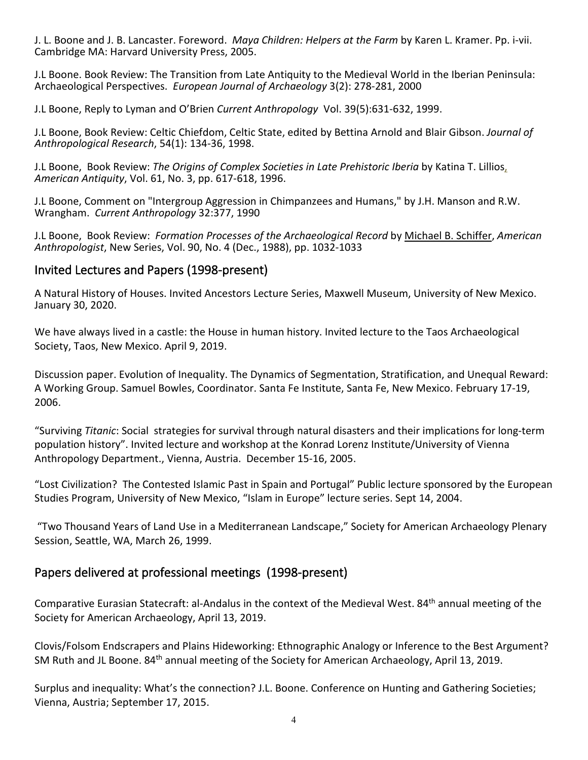J. L. Boone and J. B. Lancaster. Foreword. *Maya Children: Helpers at the Farm* by Karen L. Kramer. Pp. i-vii. Cambridge MA: Harvard University Press, 2005.

J.L Boone. Book Review: The Transition from Late Antiquity to the Medieval World in the Iberian Peninsula: Archaeological Perspectives. *European Journal of Archaeology* 3(2): 278-281, 2000

J.L Boone, Reply to Lyman and O'Brien *Current Anthropology* Vol. 39(5):631-632, 1999.

J.L Boone, Book Review: Celtic Chiefdom, Celtic State, edited by Bettina Arnold and Blair Gibson. *Journal of Anthropological Research*, 54(1): 134-36, 1998.

J.L Boone, Book Review: *The Origins of Complex Societies in Late Prehistoric Iberia* by Katina T. Lillios, *American Antiquity*, Vol. 61, No. 3, pp. 617-618, 1996.

J.L Boone, Comment on "Intergroup Aggression in Chimpanzees and Humans," by J.H. Manson and R.W. Wrangham. *Current Anthropology* 32:377, 1990

J.L Boone, Book Review: *Formation Processes of the Archaeological Record* by Michael B. Schiffer, *American Anthropologist*, New Series, Vol. 90, No. 4 (Dec., 1988), pp. 1032-1033

## Invited Lectures and Papers (1998-present)

A Natural History of Houses. Invited Ancestors Lecture Series, Maxwell Museum, University of New Mexico. January 30, 2020.

We have always lived in a castle: the House in human history. Invited lecture to the Taos Archaeological Society, Taos, New Mexico. April 9, 2019.

Discussion paper. Evolution of Inequality. The Dynamics of Segmentation, Stratification, and Unequal Reward: A Working Group. Samuel Bowles, Coordinator. Santa Fe Institute, Santa Fe, New Mexico. February 17-19, 2006.

"Surviving *Titanic*: Social strategies for survival through natural disasters and their implications for long-term population history". Invited lecture and workshop at the Konrad Lorenz Institute/University of Vienna Anthropology Department., Vienna, Austria. December 15-16, 2005.

"Lost Civilization? The Contested Islamic Past in Spain and Portugal" Public lecture sponsored by the European Studies Program, University of New Mexico, "Islam in Europe" lecture series. Sept 14, 2004.

"Two Thousand Years of Land Use in a Mediterranean Landscape," Society for American Archaeology Plenary Session, Seattle, WA, March 26, 1999.

## Papers delivered at professional meetings (1998-present)

Comparative Eurasian Statecraft: al-Andalus in the context of the Medieval West. 84th annual meeting of the Society for American Archaeology, April 13, 2019.

Clovis/Folsom Endscrapers and Plains Hideworking: Ethnographic Analogy or Inference to the Best Argument? SM Ruth and JL Boone. 84th annual meeting of the Society for American Archaeology, April 13, 2019.

Surplus and inequality: What's the connection? J.L. Boone. Conference on Hunting and Gathering Societies; Vienna, Austria; September 17, 2015.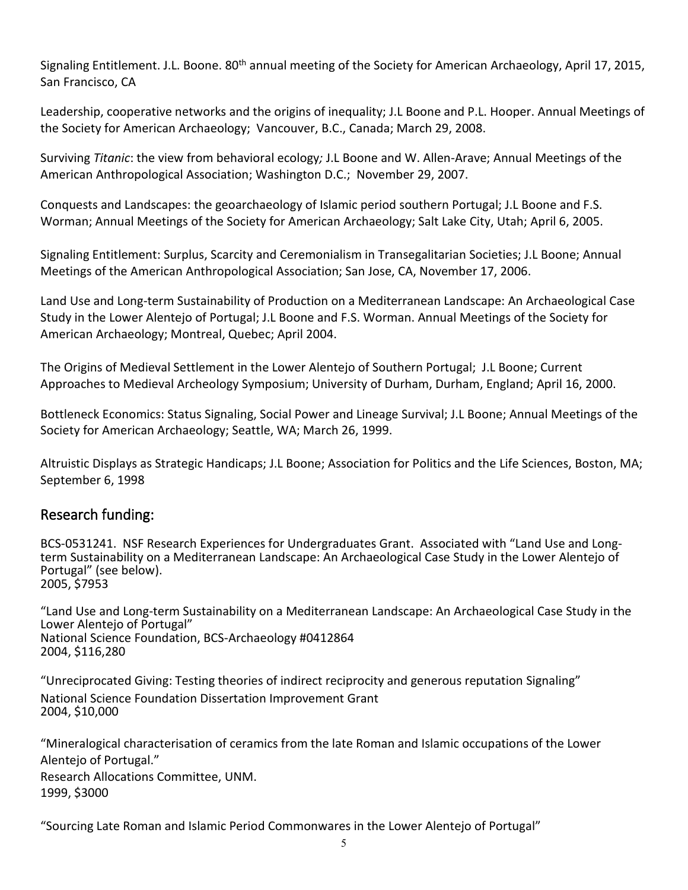Signaling Entitlement. J.L. Boone. 80th annual meeting of the Society for American Archaeology, April 17, 2015, San Francisco, CA

Leadership, cooperative networks and the origins of inequality; J.L Boone and P.L. Hooper. Annual Meetings of the Society for American Archaeology; Vancouver, B.C., Canada; March 29, 2008.

Surviving *Titanic*: the view from behavioral ecology; J.L Boone and W. Allen-Arave; Annual Meetings of the American Anthropological Association; Washington D.C.; November 29, 2007.

Conquests and Landscapes: the geoarchaeology of Islamic period southern Portugal; J.L Boone and F.S. Worman; Annual Meetings of the Society for American Archaeology; Salt Lake City, Utah; April 6, 2005.

Signaling Entitlement: Surplus, Scarcity and Ceremonialism in Transegalitarian Societies; J.L Boone; Annual Meetings of the American Anthropological Association; San Jose, CA, November 17, 2006.

Land Use and Long-term Sustainability of Production on a Mediterranean Landscape: An Archaeological Case Study in the Lower Alentejo of Portugal; J.L Boone and F.S. Worman. Annual Meetings of the Society for American Archaeology; Montreal, Quebec; April 2004.

The Origins of Medieval Settlement in the Lower Alentejo of Southern Portugal; J.L Boone; Current Approaches to Medieval Archeology Symposium; University of Durham, Durham, England; April 16, 2000.

Bottleneck Economics: Status Signaling, Social Power and Lineage Survival; J.L Boone; Annual Meetings of the Society for American Archaeology; Seattle, WA; March 26, 1999.

Altruistic Displays as Strategic Handicaps; J.L Boone; Association for Politics and the Life Sciences, Boston, MA; September 6, 1998

## Research funding:

BCS-0531241. NSF Research Experiences for Undergraduates Grant. Associated with "Land Use and Long-term Sustainability on a Mediterranean Landscape: An Archaeological Case Study in the Lower Alentejo of Portugal" (see below).
2005, $7953

"Land Use and Long-term Sustainability on a Mediterranean Landscape: An Archaeological Case Study in the Lower Alentejo of Portugal"
National Science Foundation, BCS-Archaeology #0412864
2004, $116,280

"Unreciprocated Giving: Testing theories of indirect reciprocity and generous reputation Signaling"
National Science Foundation Dissertation Improvement Grant
2004, $10,000

"Mineralogical characterisation of ceramics from the late Roman and Islamic occupations of the Lower Alentejo of Portugal."
Research Allocations Committee, UNM.
1999, $3000

"Sourcing Late Roman and Islamic Period Commonwares in the Lower Alentejo of Portugal"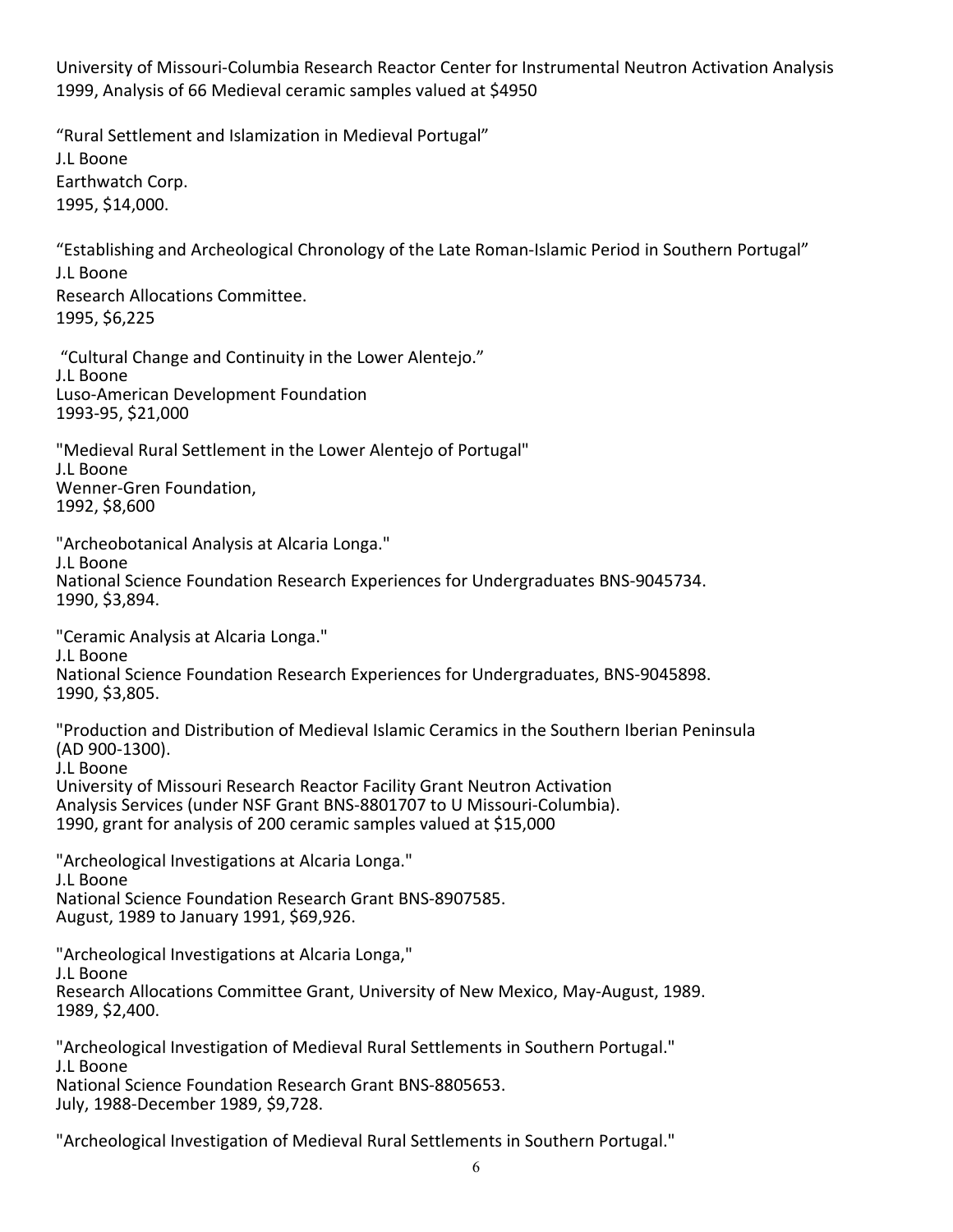University of Missouri-Columbia Research Reactor Center for Instrumental Neutron Activation Analysis
1999, Analysis of 66 Medieval ceramic samples valued at $4950

"Rural Settlement and Islamization in Medieval Portugal"
J.L Boone
Earthwatch Corp.
1995, $14,000.

"Establishing and Archeological Chronology of the Late Roman-Islamic Period in Southern Portugal"
J.L Boone
Research Allocations Committee.
1995, $6,225

"Cultural Change and Continuity in the Lower Alentejo."
J.L Boone
Luso-American Development Foundation
1993-95, $21,000

"Medieval Rural Settlement in the Lower Alentejo of Portugal"
J.L Boone
Wenner-Gren Foundation,
1992, $8,600

"Archeobotanical Analysis at Alcaria Longa."
J.L Boone
National Science Foundation Research Experiences for Undergraduates BNS-9045734.
1990, $3,894.

"Ceramic Analysis at Alcaria Longa."
J.L Boone
National Science Foundation Research Experiences for Undergraduates, BNS-9045898.
1990, $3,805.

"Production and Distribution of Medieval Islamic Ceramics in the Southern Iberian Peninsula (AD 900-1300).
J.L Boone
University of Missouri Research Reactor Facility Grant Neutron Activation Analysis Services (under NSF Grant BNS-8801707 to U Missouri-Columbia).
1990, grant for analysis of 200 ceramic samples valued at $15,000

"Archeological Investigations at Alcaria Longa."
J.L Boone
National Science Foundation Research Grant BNS-8907585.
August, 1989 to January 1991, $69,926.

"Archeological Investigations at Alcaria Longa,"
J.L Boone
Research Allocations Committee Grant, University of New Mexico, May-August, 1989.
1989, $2,400.

"Archeological Investigation of Medieval Rural Settlements in Southern Portugal."
J.L Boone
National Science Foundation Research Grant BNS-8805653.
July, 1988-December 1989, $9,728.

"Archeological Investigation of Medieval Rural Settlements in Southern Portugal."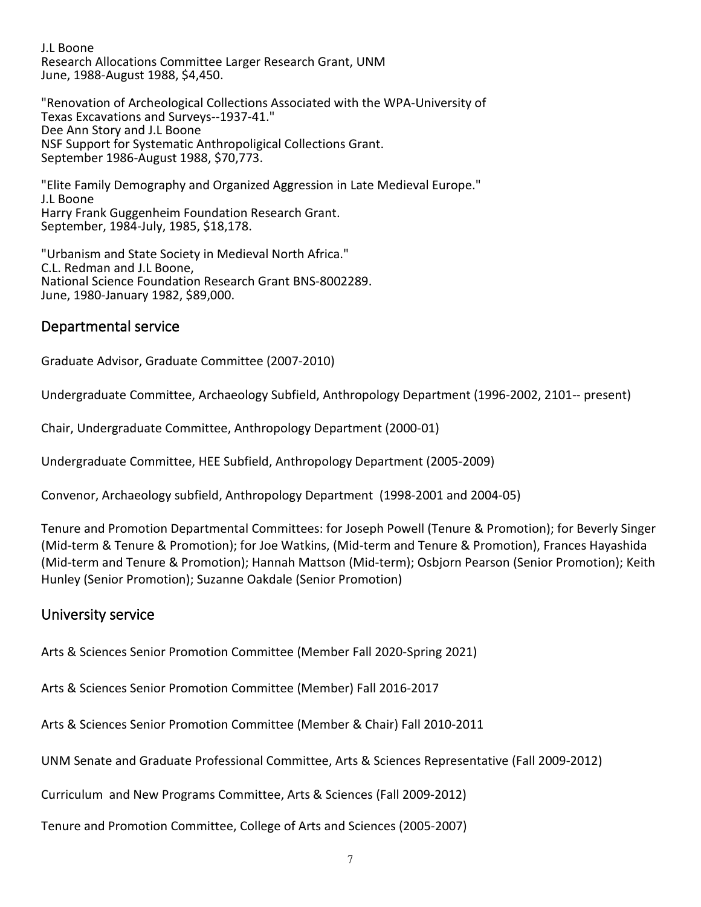J.L Boone
Research Allocations Committee Larger Research Grant, UNM
June, 1988-August 1988, $4,450.

"Renovation of Archeological Collections Associated with the WPA-University of Texas Excavations and Surveys--1937-41."
Dee Ann Story and J.L Boone
NSF Support for Systematic Anthropoligical Collections Grant.
September 1986-August 1988, $70,773.

"Elite Family Demography and Organized Aggression in Late Medieval Europe."
J.L Boone
Harry Frank Guggenheim Foundation Research Grant.
September, 1984-July, 1985, $18,178.

"Urbanism and State Society in Medieval North Africa."
C.L. Redman and J.L Boone,
National Science Foundation Research Grant BNS-8002289.
June, 1980-January 1982, $89,000.

## Departmental service

Graduate Advisor, Graduate Committee (2007-2010)

Undergraduate Committee, Archaeology Subfield, Anthropology Department (1996-2002, 2101-- present)

Chair, Undergraduate Committee, Anthropology Department (2000-01)

Undergraduate Committee, HEE Subfield, Anthropology Department (2005-2009)

Convenor, Archaeology subfield, Anthropology Department (1998-2001 and 2004-05)

Tenure and Promotion Departmental Committees: for Joseph Powell (Tenure & Promotion); for Beverly Singer (Mid-term & Tenure & Promotion); for Joe Watkins, (Mid-term and Tenure & Promotion), Frances Hayashida (Mid-term and Tenure & Promotion); Hannah Mattson (Mid-term); Osbjorn Pearson (Senior Promotion); Keith Hunley (Senior Promotion); Suzanne Oakdale (Senior Promotion)

## University service

Arts & Sciences Senior Promotion Committee (Member Fall 2020-Spring 2021)

Arts & Sciences Senior Promotion Committee (Member) Fall 2016-2017

Arts & Sciences Senior Promotion Committee (Member & Chair) Fall 2010-2011

UNM Senate and Graduate Professional Committee, Arts & Sciences Representative (Fall 2009-2012)

Curriculum and New Programs Committee, Arts & Sciences (Fall 2009-2012)

Tenure and Promotion Committee, College of Arts and Sciences (2005-2007)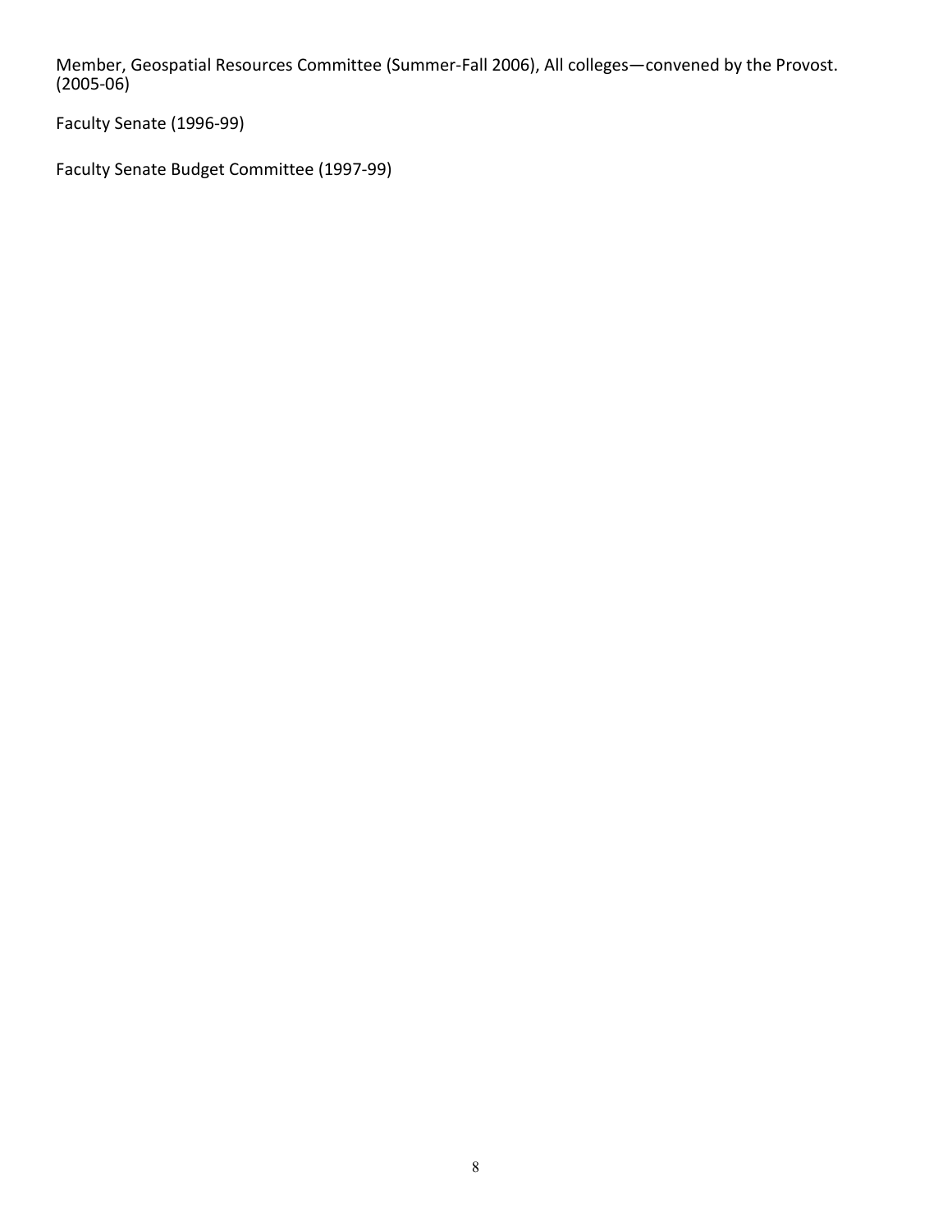Member, Geospatial Resources Committee (Summer-Fall 2006), All colleges—convened by the Provost. (2005-06)

Faculty Senate (1996-99)

Faculty Senate Budget Committee (1997-99)